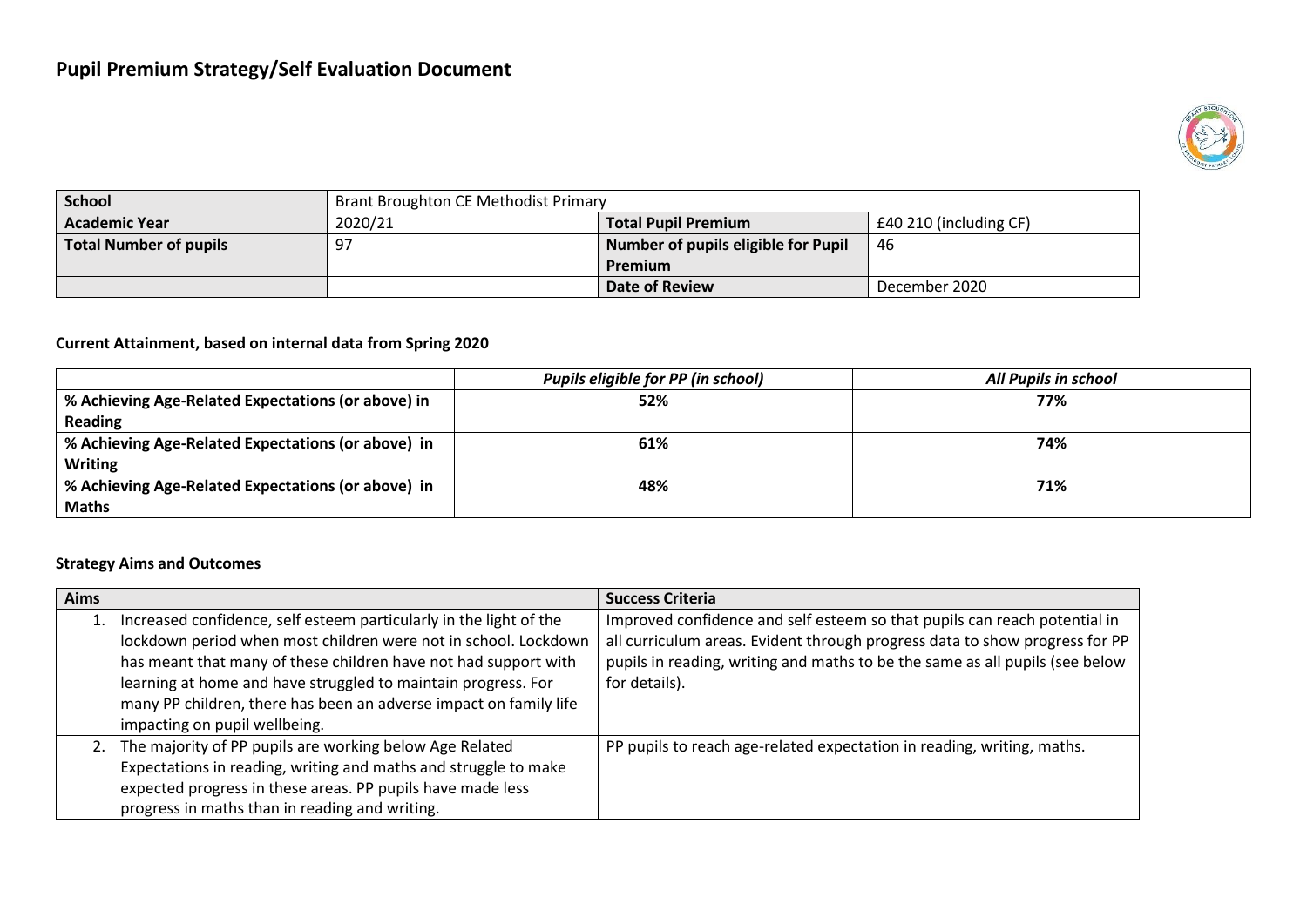# Pupil Premium Strategy/Self Evaluation Document

| School | Brant Broughton CE Methodist Primary | | |
|---|---|---|---|
| Academic Year | 2020/21 | Total Pupil Premium | £40 210 (including CF) |
| Total Number of pupils | 97 | Number of pupils eligible for Pupil Premium | 46 |
| | | Date of Review | December 2020 |

### Current Attainment, based on internal data from Spring 2020

| | *Pupils eligible for PP (in school)* | *All Pupils in school* |
|---|---|---|
| **% Achieving Age-Related Expectations (or above) in Reading** | **52%** | **77%** |
| **% Achieving Age-Related Expectations (or above) in Writing** | **61%** | **74%** |
| **% Achieving Age-Related Expectations (or above) in Maths** | **48%** | **71%** |

### Strategy Aims and Outcomes

| Aims | Success Criteria |
|---|---|
| 1. Increased confidence, self esteem particularly in the light of the lockdown period when most children were not in school. Lockdown has meant that many of these children have not had support with learning at home and have struggled to maintain progress. For many PP children, there has been an adverse impact on family life impacting on pupil wellbeing. | Improved confidence and self esteem so that pupils can reach potential in all curriculum areas. Evident through progress data to show progress for PP pupils in reading, writing and maths to be the same as all pupils (see below for details). |
| 2. The majority of PP pupils are working below Age Related Expectations in reading, writing and maths and struggle to make expected progress in these areas. PP pupils have made less progress in maths than in reading and writing. | PP pupils to reach age-related expectation in reading, writing, maths. |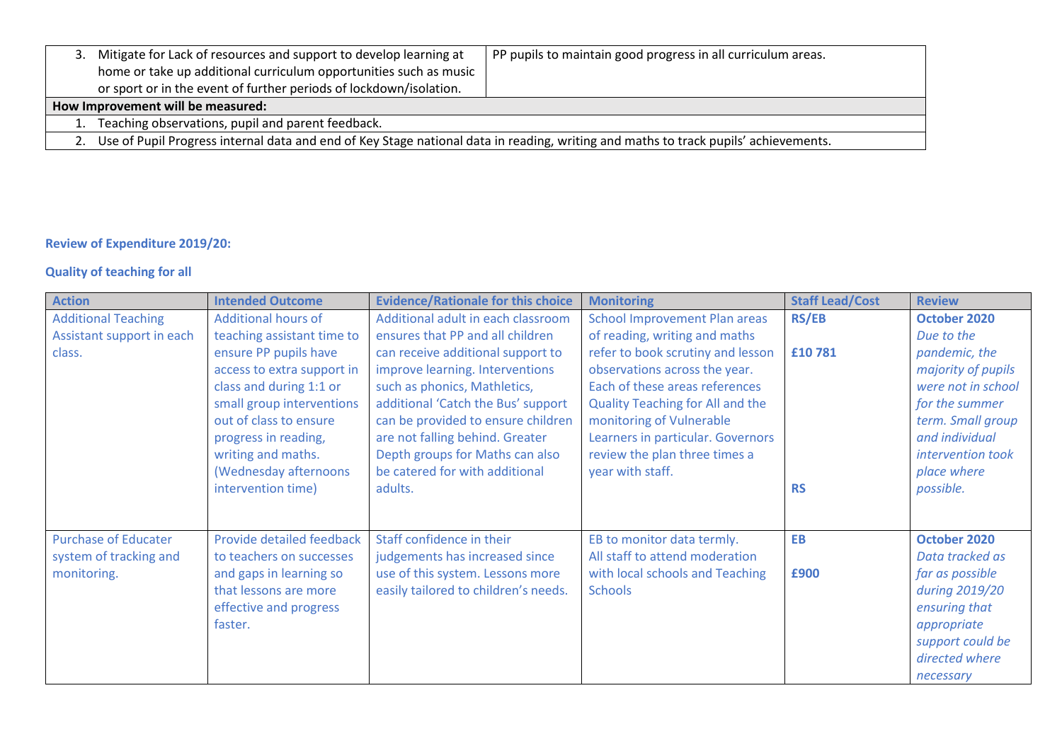| | |
|---|---|
| 3. Mitigate for Lack of resources and support to develop learning at home or take up additional curriculum opportunities such as music or sport or in the event of further periods of lockdown/isolation. | PP pupils to maintain good progress in all curriculum areas. |
| **How Improvement will be measured:** | |
| 1. Teaching observations, pupil and parent feedback. | |
| 2. Use of Pupil Progress internal data and end of Key Stage national data in reading, writing and maths to track pupils' achievements. | |

**Review of Expenditure 2019/20:**

**Quality of teaching for all**

| Action | Intended Outcome | Evidence/Rationale for this choice | Monitoring | Staff Lead/Cost | Review |
|---|---|---|---|---|---|
| Additional Teaching Assistant support in each class. | Additional hours of teaching assistant time to ensure PP pupils have access to extra support in class and during 1:1 or small group interventions out of class to ensure progress in reading, writing and maths. (Wednesday afternoons intervention time) | Additional adult in each classroom ensures that PP and all children can receive additional support to improve learning. Interventions such as phonics, Mathletics, additional 'Catch the Bus' support can be provided to ensure children are not falling behind. Greater Depth groups for Maths can also be catered for with additional adults. | School Improvement Plan areas of reading, writing and maths refer to book scrutiny and lesson observations across the year. Each of these areas references Quality Teaching for All and the monitoring of Vulnerable Learners in particular. Governors review the plan three times a year with staff. | **RS/EB**<br><br>**£10 781**<br><br>**RS** | **October 2020**<br>*Due to the pandemic, the majority of pupils were not in school for the summer term. Small group and individual intervention took place where possible.* |
| Purchase of Educater system of tracking and monitoring. | Provide detailed feedback to teachers on successes and gaps in learning so that lessons are more effective and progress faster. | Staff confidence in their judgements has increased since use of this system. Lessons more easily tailored to children's needs. | EB to monitor data termly.<br>All staff to attend moderation with local schools and Teaching Schools | **EB**<br><br>**£900** | **October 2020**<br>*Data tracked as far as possible during 2019/20 ensuring that appropriate support could be directed where necessary* |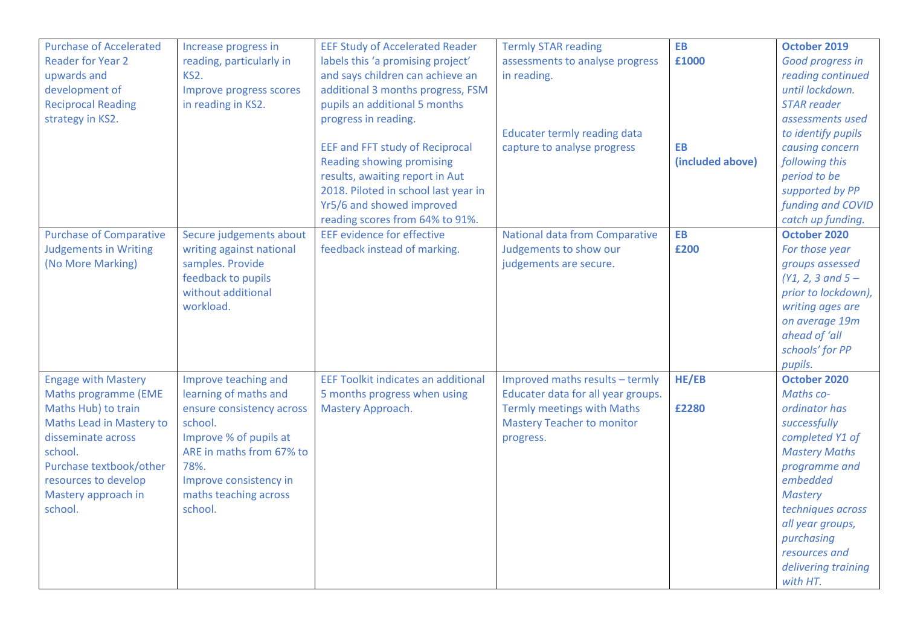| Purchase of Accelerated Reader for Year 2 upwards and development of Reciprocal Reading strategy in KS2. | Increase progress in reading, particularly in KS2.<br>Improve progress scores in reading in KS2. | EEF Study of Accelerated Reader labels this 'a promising project' and says children can achieve an additional 3 months progress, FSM pupils an additional 5 months progress in reading.<br><br>EEF and FFT study of Reciprocal Reading showing promising results, awaiting report in Aut 2018. Piloted in school last year in Yr5/6 and showed improved reading scores from 64% to 91%. | Termly STAR reading assessments to analyse progress in reading.<br><br>Educater termly reading data capture to analyse progress | **EB**<br>**£1000**<br><br>**EB**<br>**(included above)** | **October 2019**<br>*Good progress in reading continued until lockdown. STAR reader assessments used to identify pupils causing concern following this period to be supported by PP funding and COVID catch up funding.* |
|---|---|---|---|---|---|
| Purchase of Comparative Judgements in Writing (No More Marking) | Secure judgements about writing against national samples. Provide feedback to pupils without additional workload. | EEF evidence for effective feedback instead of marking. | National data from Comparative Judgements to show our judgements are secure. | **EB**<br>**£200** | **October 2020**<br>*For those year groups assessed (Y1, 2, 3 and 5 – prior to lockdown), writing ages are on average 19m ahead of 'all schools' for PP pupils.* |
| Engage with Mastery Maths programme (EME Maths Hub) to train Maths Lead in Mastery to disseminate across school.<br>Purchase textbook/other resources to develop Mastery approach in school. | Improve teaching and learning of maths and ensure consistency across school.<br>Improve % of pupils at ARE in maths from 67% to 78%.<br>Improve consistency in maths teaching across school. | EEF Toolkit indicates an additional 5 months progress when using Mastery Approach. | Improved maths results – termly Educater data for all year groups.<br>Termly meetings with Maths Mastery Teacher to monitor progress. | **HE/EB**<br><br>**£2280** | **October 2020**<br>*Maths co-ordinator has successfully completed Y1 of Mastery Maths programme and embedded Mastery techniques across all year groups, purchasing resources and delivering training with HT.* |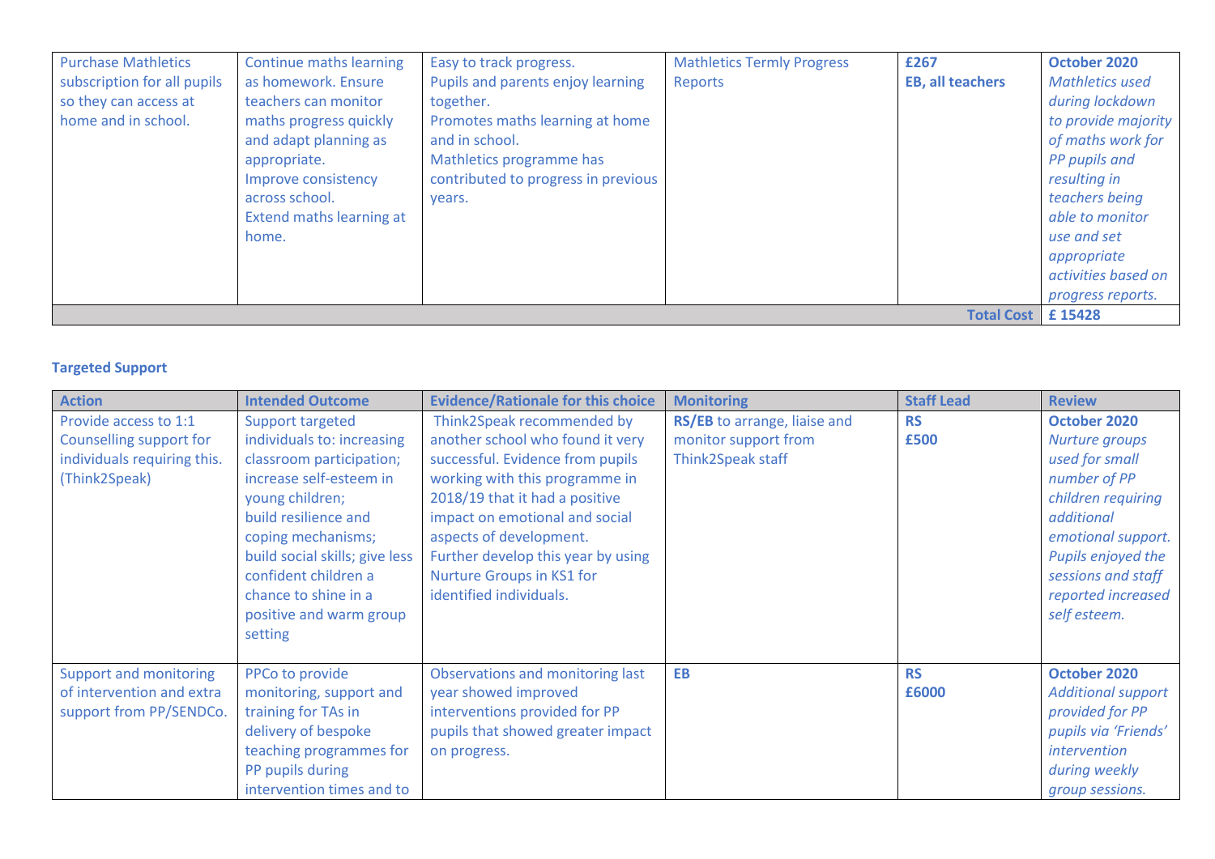| | | | | | |
|---|---|---|---|---|---|
| Purchase Mathletics subscription for all pupils so they can access at home and in school. | Continue maths learning as homework. Ensure teachers can monitor maths progress quickly and adapt planning as appropriate.<br>Improve consistency across school.<br>Extend maths learning at home. | Easy to track progress.<br>Pupils and parents enjoy learning together.<br>Promotes maths learning at home and in school.<br>Mathletics programme has contributed to progress in previous years. | Mathletics Termly Progress Reports | **£267**<br>**EB, all teachers** | **October 2020**<br>*Mathletics used during lockdown to provide majority of maths work for PP pupils and resulting in teachers being able to monitor use and set appropriate activities based on progress reports.* |
| | | | | **Total Cost** | **£ 15428** |

**Targeted Support**

| Action | Intended Outcome | Evidence/Rationale for this choice | Monitoring | Staff Lead | Review |
|---|---|---|---|---|---|
| Provide access to 1:1 Counselling support for individuals requiring this. (Think2Speak) | Support targeted individuals to: increasing classroom participation; increase self-esteem in young children;<br>build resilience and coping mechanisms;<br>build social skills; give less confident children a chance to shine in a positive and warm group setting | Think2Speak recommended by another school who found it very successful. Evidence from pupils working with this programme in 2018/19 that it had a positive impact on emotional and social aspects of development.<br>Further develop this year by using Nurture Groups in KS1 for identified individuals. | **RS/EB** to arrange, liaise and monitor support from Think2Speak staff | **RS**<br>**£500** | **October 2020**<br>*Nurture groups used for small number of PP children requiring additional emotional support. Pupils enjoyed the sessions and staff reported increased self esteem.* |
| Support and monitoring of intervention and extra support from PP/SENDCo. | PPCo to provide monitoring, support and training for TAs in delivery of bespoke teaching programmes for PP pupils during intervention times and to | Observations and monitoring last year showed improved interventions provided for PP pupils that showed greater impact on progress. | **EB** | **RS**<br>**£6000** | **October 2020**<br>*Additional support provided for PP pupils via 'Friends' intervention during weekly group sessions.* |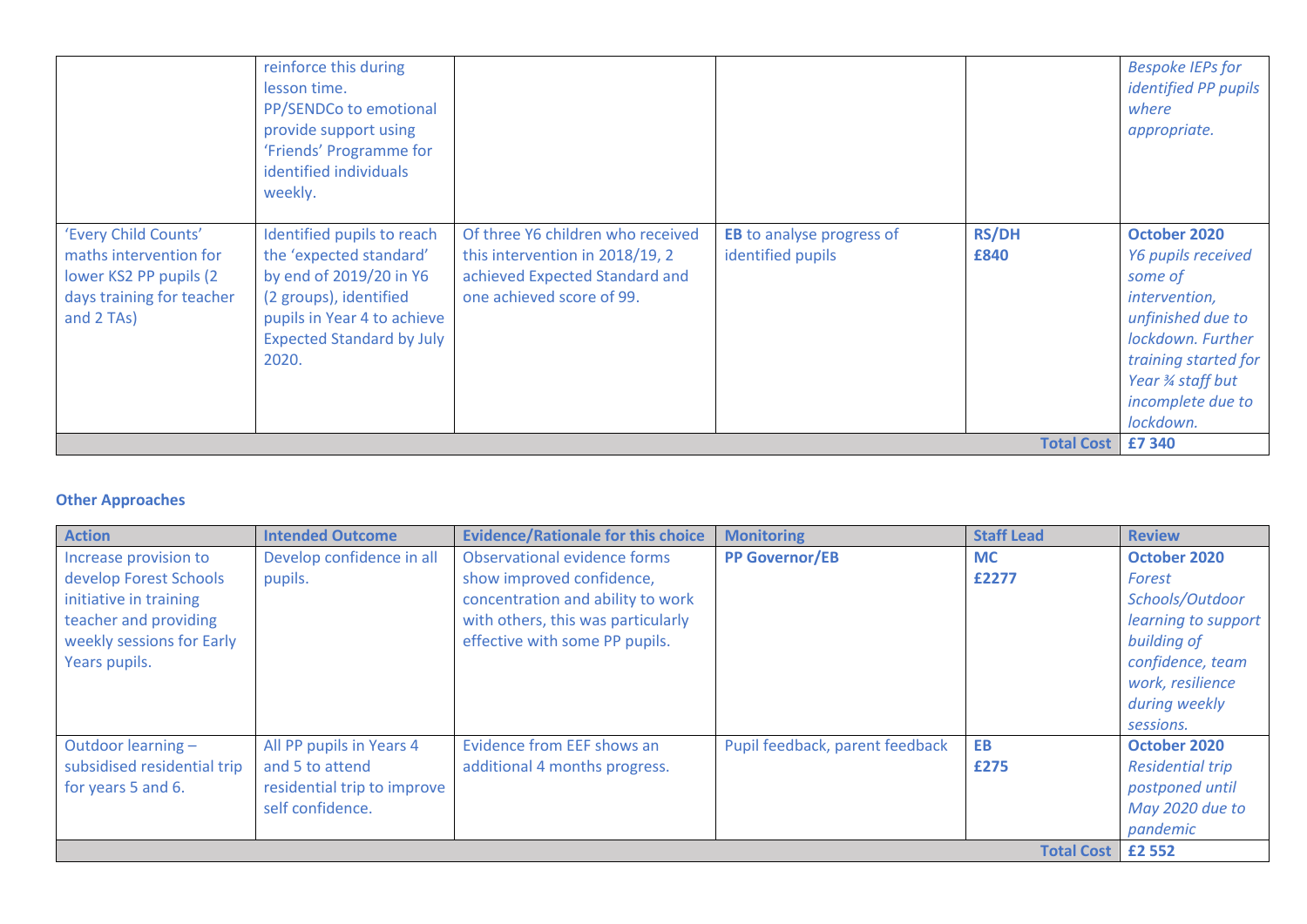| | | | | | |
|---|---|---|---|---|---|
| | reinforce this during lesson time. PP/SENDCo to emotional provide support using 'Friends' Programme for identified individuals weekly. | | | | *Bespoke IEPs for identified PP pupils where appropriate.* |
| 'Every Child Counts' maths intervention for lower KS2 PP pupils (2 days training for teacher and 2 TAs) | Identified pupils to reach the 'expected standard' by end of 2019/20 in Y6 (2 groups), identified pupils in Year 4 to achieve Expected Standard by July 2020. | Of three Y6 children who received this intervention in 2018/19, 2 achieved Expected Standard and one achieved score of 99. | **EB** to analyse progress of identified pupils | **RS/DH** **£840** | **October 2020** *Y6 pupils received some of intervention, unfinished due to lockdown. Further training started for Year ¾ staff but incomplete due to lockdown.* |
| | | | | **Total Cost** | **£7 340** |

**Other Approaches**

| Action | Intended Outcome | Evidence/Rationale for this choice | Monitoring | Staff Lead | Review |
|---|---|---|---|---|---|
| Increase provision to develop Forest Schools initiative in training teacher and providing weekly sessions for Early Years pupils. | Develop confidence in all pupils. | Observational evidence forms show improved confidence, concentration and ability to work with others, this was particularly effective with some PP pupils. | **PP Governor/EB** | **MC** **£2277** | **October 2020** *Forest Schools/Outdoor learning to support building of confidence, team work, resilience during weekly sessions.* |
| Outdoor learning – subsidised residential trip for years 5 and 6. | All PP pupils in Years 4 and 5 to attend residential trip to improve self confidence. | Evidence from EEF shows an additional 4 months progress. | Pupil feedback, parent feedback | **EB** **£275** | **October 2020** *Residential trip postponed until May 2020 due to pandemic* |
| | | | | **Total Cost** | **£2 552** |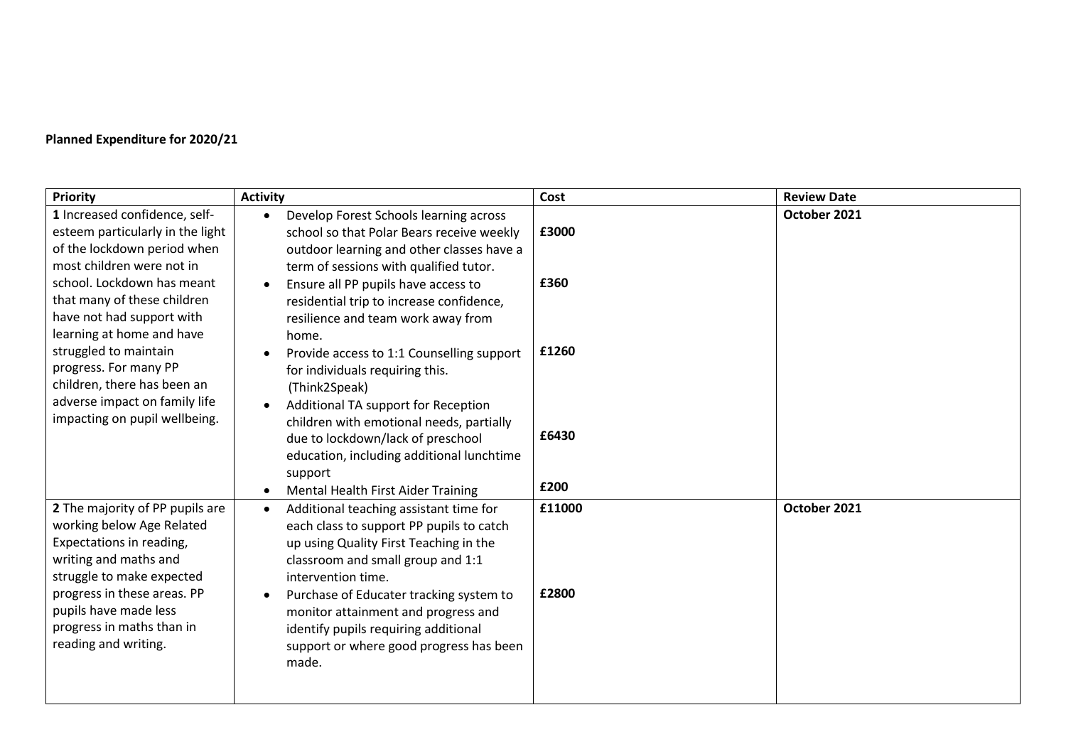**Planned Expenditure for 2020/21**

| Priority | Activity | Cost | Review Date |
|---|---|---|---|
| **1** Increased confidence, self-esteem particularly in the light of the lockdown period when most children were not in school. Lockdown has meant that many of these children have not had support with learning at home and have struggled to maintain progress. For many PP children, there has been an adverse impact on family life impacting on pupil wellbeing. | • Develop Forest Schools learning across school so that Polar Bears receive weekly outdoor learning and other classes have a term of sessions with qualified tutor.<br>• Ensure all PP pupils have access to residential trip to increase confidence, resilience and team work away from home.<br>• Provide access to 1:1 Counselling support for individuals requiring this. (Think2Speak)<br>• Additional TA support for Reception children with emotional needs, partially due to lockdown/lack of preschool education, including additional lunchtime support<br>• Mental Health First Aider Training | **£3000**<br><br>**£360**<br><br>**£1260**<br><br>**£6430**<br><br>**£200** | **October 2021** |
| **2** The majority of PP pupils are working below Age Related Expectations in reading, writing and maths and struggle to make expected progress in these areas. PP pupils have made less progress in maths than in reading and writing. | • Additional teaching assistant time for each class to support PP pupils to catch up using Quality First Teaching in the classroom and small group and 1:1 intervention time.<br>• Purchase of Educater tracking system to monitor attainment and progress and identify pupils requiring additional support or where good progress has been made. | **£11000**<br><br>**£2800** | **October 2021** |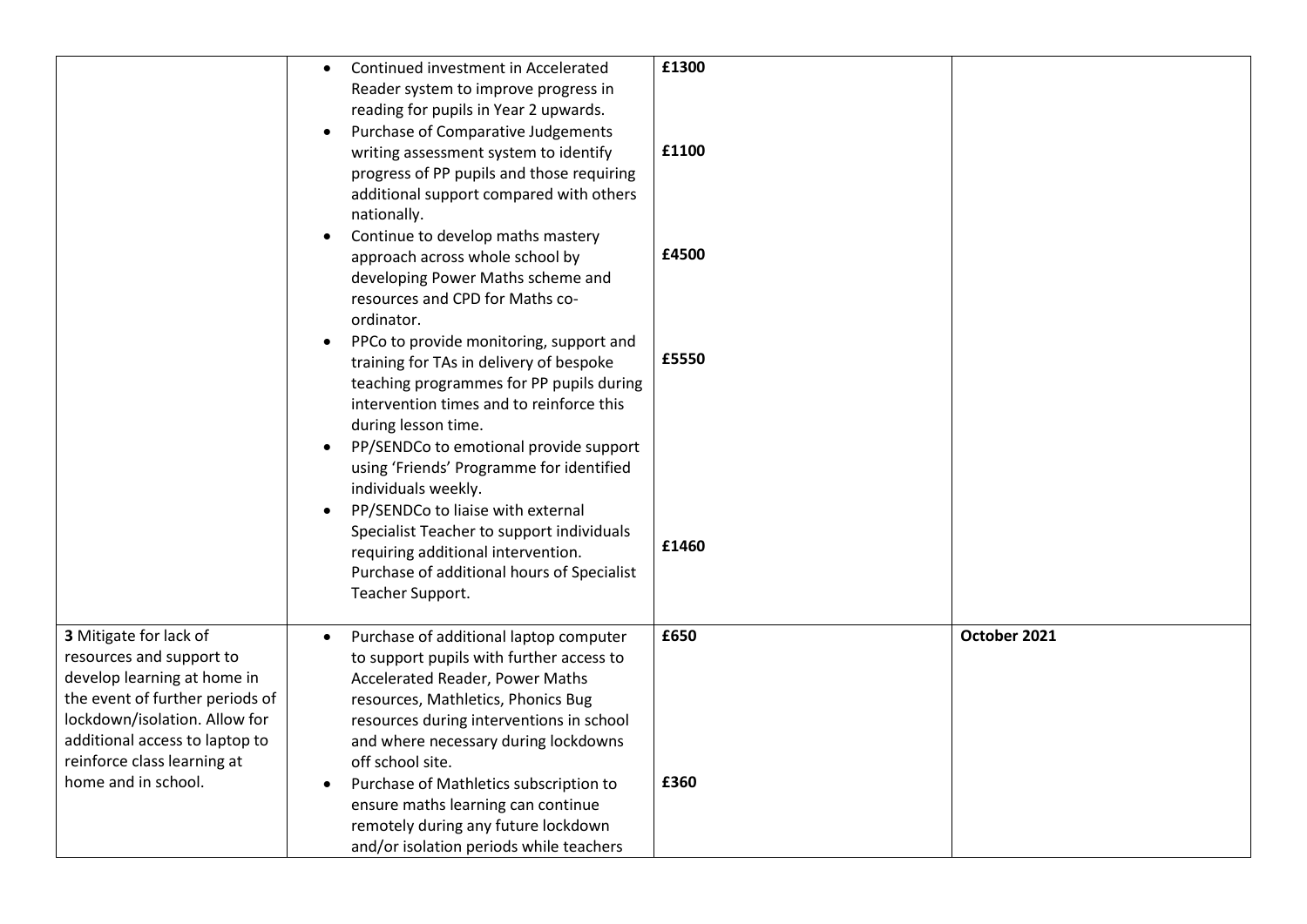| | | | |
|---|---|---|---|
| | • Continued investment in Accelerated Reader system to improve progress in reading for pupils in Year 2 upwards.<br>• Purchase of Comparative Judgements writing assessment system to identify progress of PP pupils and those requiring additional support compared with others nationally.<br>• Continue to develop maths mastery approach across whole school by developing Power Maths scheme and resources and CPD for Maths co-ordinator.<br>• PPCo to provide monitoring, support and training for TAs in delivery of bespoke teaching programmes for PP pupils during intervention times and to reinforce this during lesson time.<br>• PP/SENDCo to emotional provide support using 'Friends' Programme for identified individuals weekly.<br>• PP/SENDCo to liaise with external Specialist Teacher to support individuals requiring additional intervention. Purchase of additional hours of Specialist Teacher Support. | **£1300**<br><br>**£1100**<br><br>**£4500**<br><br>**£5550**<br><br>**£1460** | |
| **3** Mitigate for lack of resources and support to develop learning at home in the event of further periods of lockdown/isolation. Allow for additional access to laptop to reinforce class learning at home and in school. | • Purchase of additional laptop computer to support pupils with further access to Accelerated Reader, Power Maths resources, Mathletics, Phonics Bug resources during interventions in school and where necessary during lockdowns off school site.<br>• Purchase of Mathletics subscription to ensure maths learning can continue remotely during any future lockdown and/or isolation periods while teachers | **£650**<br><br>**£360** | **October 2021** |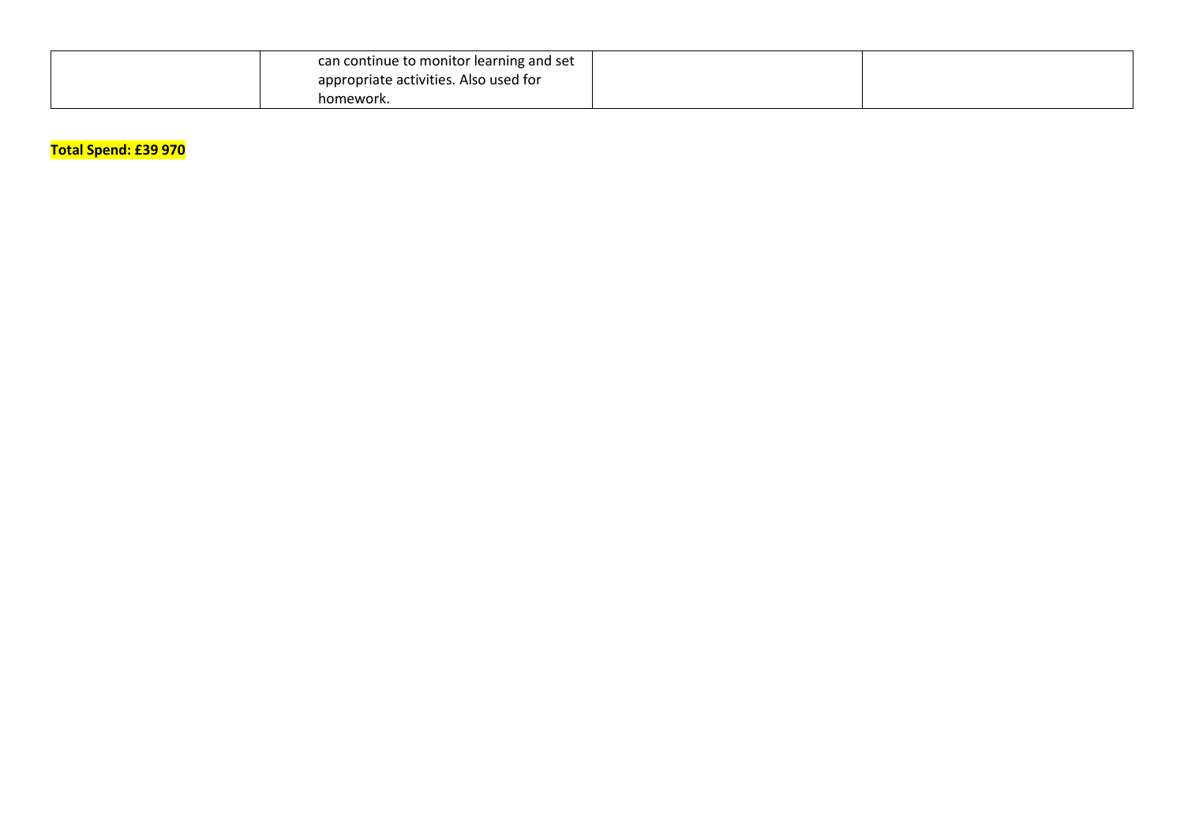| | | | |
|---|---|---|---|
| | can continue to monitor learning and set appropriate activities. Also used for homework. | | |

**Total Spend: £39 970**